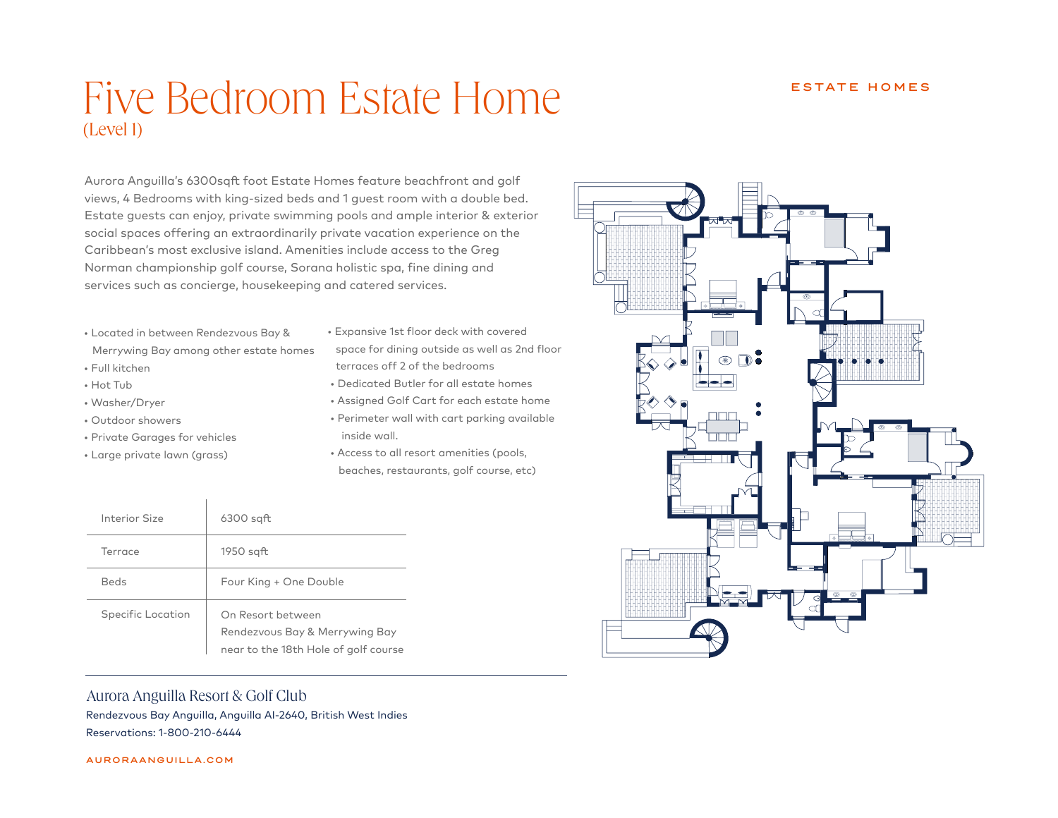ESTATE HOMES

# Five Bedroom Estate Home
(Level 1)

Aurora Anguilla's 6300sqft foot Estate Homes feature beachfront and golf views, 4 Bedrooms with king-sized beds and 1 guest room with a double bed. Estate guests can enjoy, private swimming pools and ample interior & exterior social spaces offering an extraordinarily private vacation experience on the Caribbean's most exclusive island. Amenities include access to the Greg Norman championship golf course, Sorana holistic spa, fine dining and services such as concierge, housekeeping and catered services.

- Located in between Rendezvous Bay & Merrywing Bay among other estate homes
- Full kitchen
- Hot Tub
- Washer/Dryer
- Outdoor showers
- Private Garages for vehicles
- Large private lawn (grass)
- Expansive 1st floor deck with covered space for dining outside as well as 2nd floor terraces off 2 of the bedrooms
- Dedicated Butler for all estate homes
- Assigned Golf Cart for each estate home
- Perimeter wall with cart parking available inside wall.
- Access to all resort amenities (pools, beaches, restaurants, golf course, etc)

| | |
|---|---|
| Interior Size | 6300 sqft |
| Terrace | 1950 sqft |
| Beds | Four King + One Double |
| Specific Location | On Resort between Rendezvous Bay & Merrywing Bay near to the 18th Hole of golf course |

Aurora Anguilla Resort & Golf Club

Rendezvous Bay Anguilla, Anguilla AI-2640, British West Indies

Reservations: 1-800-210-6444

AURORAANGUILLA.COM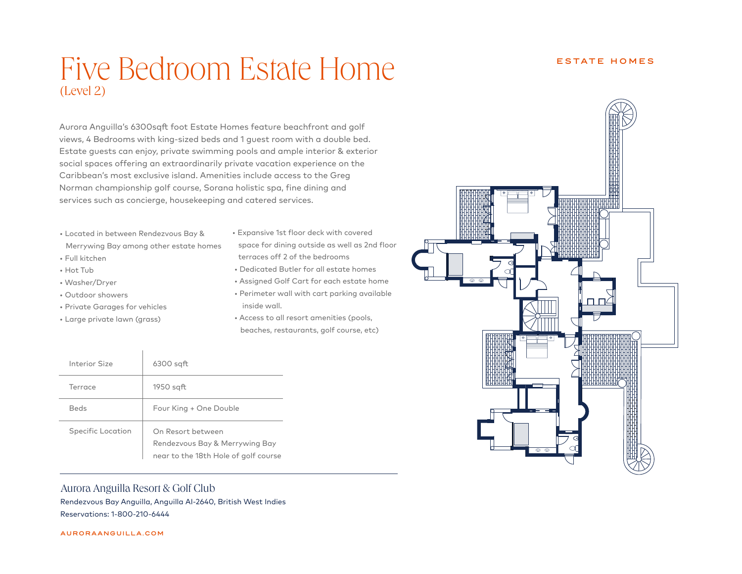# Five Bedroom Estate Home

(Level 2)

ESTATE HOMES

Aurora Anguilla's 6300sqft foot Estate Homes feature beachfront and golf views, 4 Bedrooms with king-sized beds and 1 guest room with a double bed. Estate guests can enjoy, private swimming pools and ample interior & exterior social spaces offering an extraordinarily private vacation experience on the Caribbean's most exclusive island. Amenities include access to the Greg Norman championship golf course, Sorana holistic spa, fine dining and services such as concierge, housekeeping and catered services.

- Located in between Rendezvous Bay & Merrywing Bay among other estate homes
- Full kitchen
- Hot Tub
- Washer/Dryer
- Outdoor showers
- Private Garages for vehicles
- Large private lawn (grass)
- Expansive 1st floor deck with covered space for dining outside as well as 2nd floor terraces off 2 of the bedrooms
- Dedicated Butler for all estate homes
- Assigned Golf Cart for each estate home
- Perimeter wall with cart parking available inside wall.
- Access to all resort amenities (pools, beaches, restaurants, golf course, etc)

| | |
|---|---|
| Interior Size | 6300 sqft |
| Terrace | 1950 sqft |
| Beds | Four King + One Double |
| Specific Location | On Resort between Rendezvous Bay & Merrywing Bay near to the 18th Hole of golf course |

## Aurora Anguilla Resort & Golf Club

Rendezvous Bay Anguilla, Anguilla AI-2640, British West Indies

Reservations: 1-800-210-6444

AURORAANGUILLA.COM